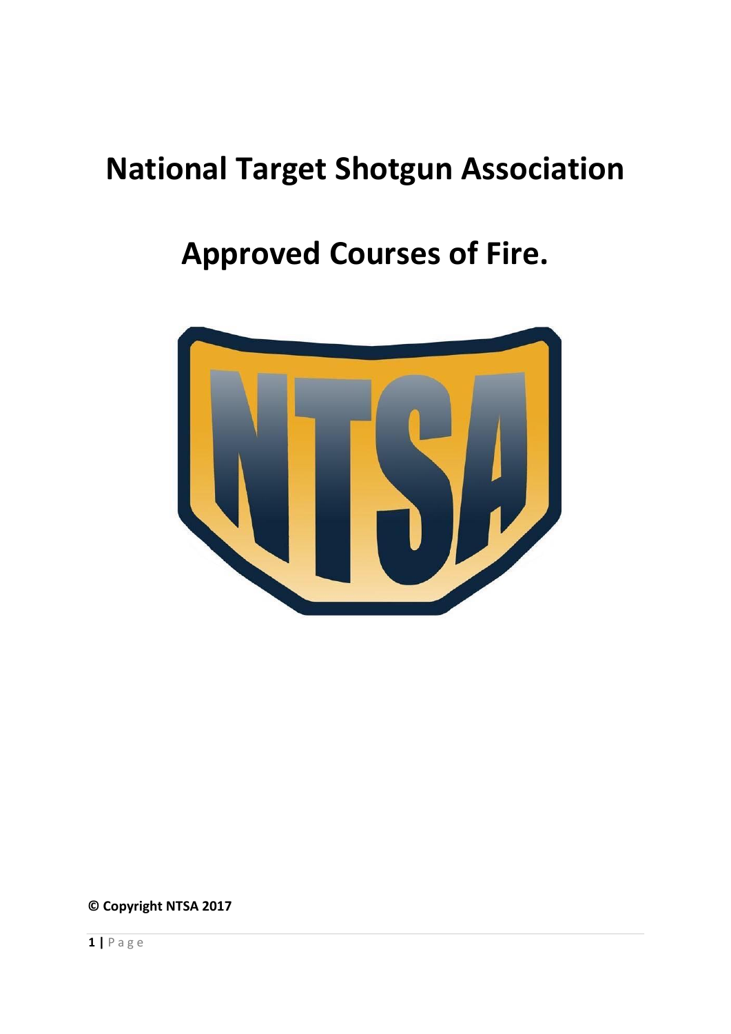# National Target Shotgun Association

# Approved Courses of Fire.

**© Copyright NTSA 2017**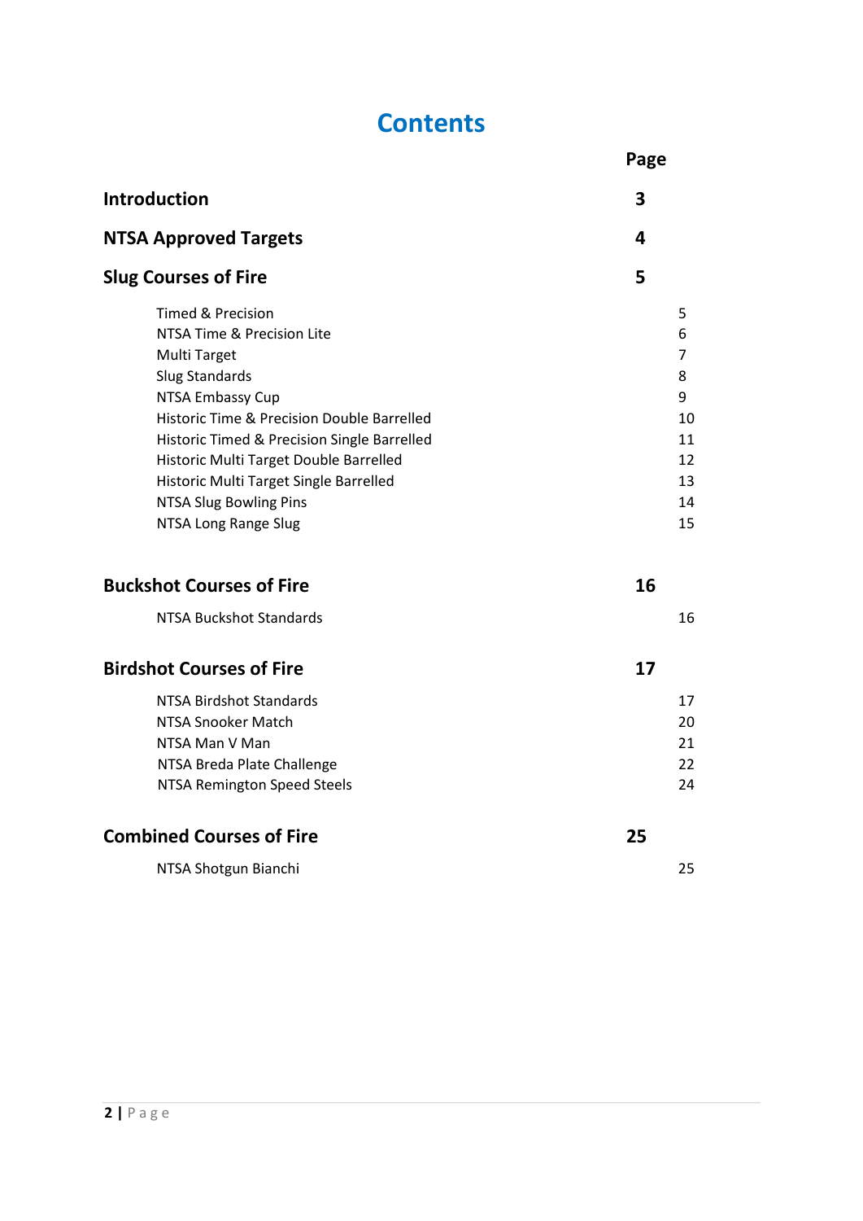# Contents

| | Page | |
|---|---|---|
| **Introduction** | **3** | |
| **NTSA Approved Targets** | **4** | |
| **Slug Courses of Fire** | **5** | |
| Timed & Precision | | 5 |
| NTSA Time & Precision Lite | | 6 |
| Multi Target | | 7 |
| Slug Standards | | 8 |
| NTSA Embassy Cup | | 9 |
| Historic Time & Precision Double Barrelled | | 10 |
| Historic Timed & Precision Single Barrelled | | 11 |
| Historic Multi Target Double Barrelled | | 12 |
| Historic Multi Target Single Barrelled | | 13 |
| NTSA Slug Bowling Pins | | 14 |
| NTSA Long Range Slug | | 15 |
| **Buckshot Courses of Fire** | **16** | |
| NTSA Buckshot Standards | | 16 |
| **Birdshot Courses of Fire** | **17** | |
| NTSA Birdshot Standards | | 17 |
| NTSA Snooker Match | | 20 |
| NTSA Man V Man | | 21 |
| NTSA Breda Plate Challenge | | 22 |
| NTSA Remington Speed Steels | | 24 |
| **Combined Courses of Fire** | **25** | |
| NTSA Shotgun Bianchi | | 25 |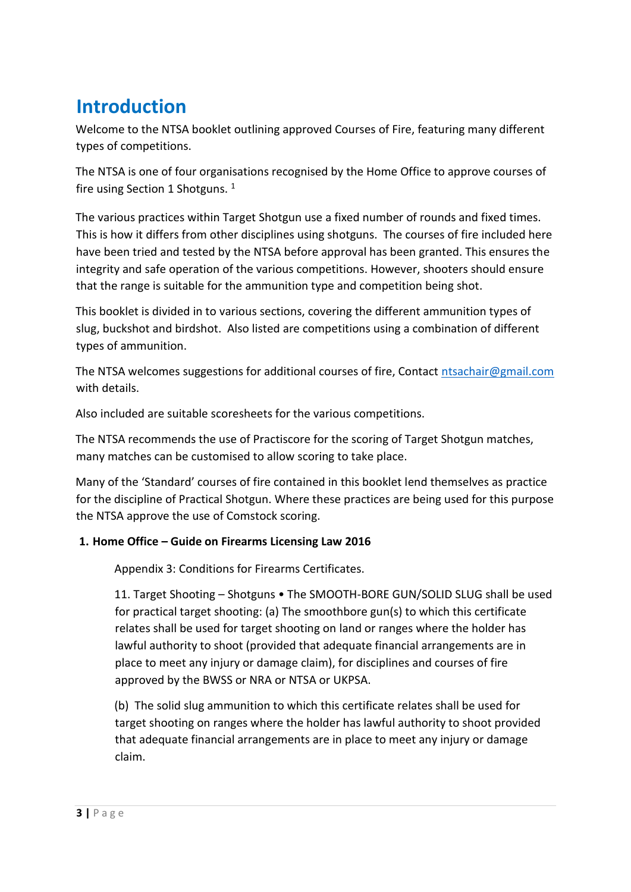# Introduction

Welcome to the NTSA booklet outlining approved Courses of Fire, featuring many different types of competitions.

The NTSA is one of four organisations recognised by the Home Office to approve courses of fire using Section 1 Shotguns. [1]

The various practices within Target Shotgun use a fixed number of rounds and fixed times. This is how it differs from other disciplines using shotguns. The courses of fire included here have been tried and tested by the NTSA before approval has been granted. This ensures the integrity and safe operation of the various competitions. However, shooters should ensure that the range is suitable for the ammunition type and competition being shot.

This booklet is divided in to various sections, covering the different ammunition types of slug, buckshot and birdshot. Also listed are competitions using a combination of different types of ammunition.

The NTSA welcomes suggestions for additional courses of fire, Contact ntsachair@gmail.com with details.

Also included are suitable scoresheets for the various competitions.

The NTSA recommends the use of Practiscore for the scoring of Target Shotgun matches, many matches can be customised to allow scoring to take place.

Many of the 'Standard' courses of fire contained in this booklet lend themselves as practice for the discipline of Practical Shotgun. Where these practices are being used for this purpose the NTSA approve the use of Comstock scoring.

**1. Home Office – Guide on Firearms Licensing Law 2016**

> Appendix 3: Conditions for Firearms Certificates.
>
> 11. Target Shooting – Shotguns • The SMOOTH-BORE GUN/SOLID SLUG shall be used for practical target shooting: (a) The smoothbore gun(s) to which this certificate relates shall be used for target shooting on land or ranges where the holder has lawful authority to shoot (provided that adequate financial arrangements are in place to meet any injury or damage claim), for disciplines and courses of fire approved by the BWSS or NRA or NTSA or UKPSA.
>
> (b) The solid slug ammunition to which this certificate relates shall be used for target shooting on ranges where the holder has lawful authority to shoot provided that adequate financial arrangements are in place to meet any injury or damage claim.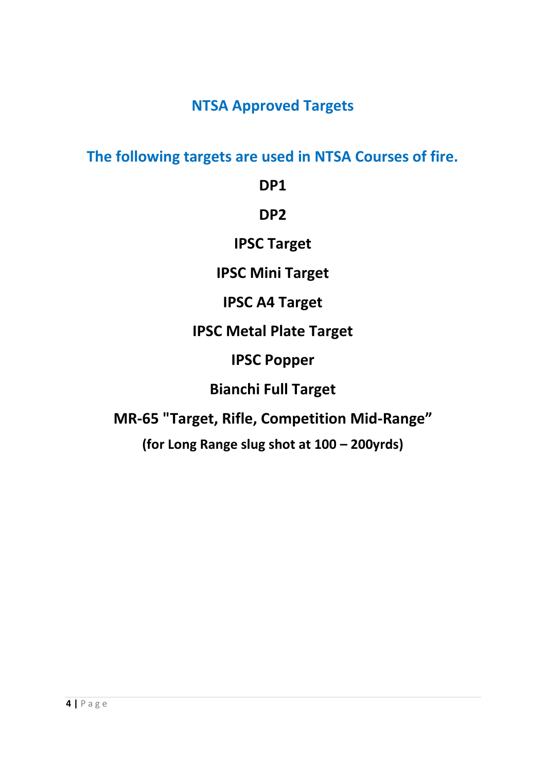# NTSA Approved Targets

## The following targets are used in NTSA Courses of fire.

**DP1**

**DP2**

**IPSC Target**

**IPSC Mini Target**

**IPSC A4 Target**

**IPSC Metal Plate Target**

**IPSC Popper**

**Bianchi Full Target**

**MR-65 "Target, Rifle, Competition Mid-Range"**

**(for Long Range slug shot at 100 – 200yrds)**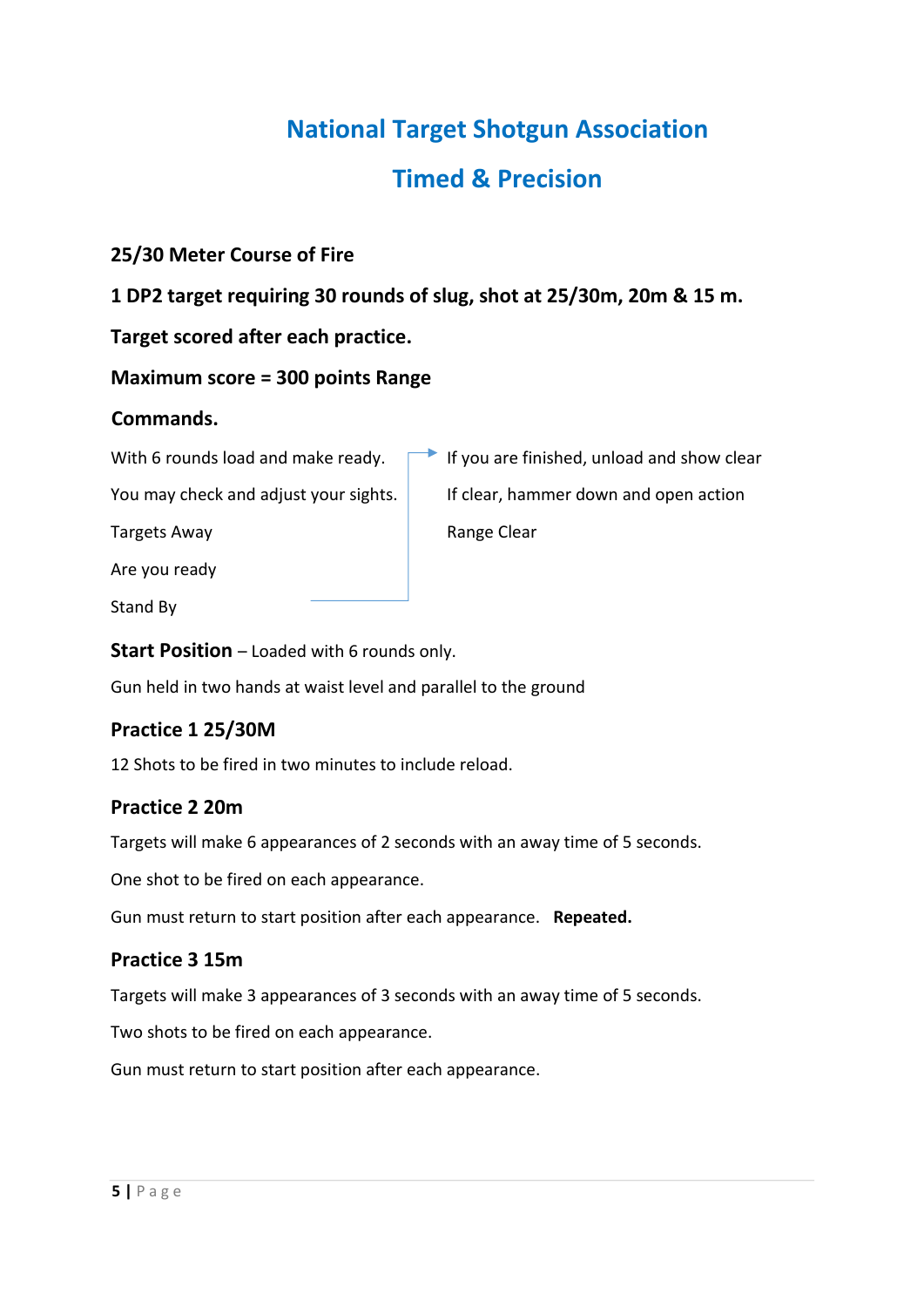# National Target Shotgun Association

## Timed & Precision

**25/30 Meter Course of Fire**

**1 DP2 target requiring 30 rounds of slug, shot at 25/30m, 20m & 15 m.**

**Target scored after each practice.**

**Maximum score = 300 points Range**

**Commands.**

With 6 rounds load and make ready.

You may check and adjust your sights.

Targets Away

Are you ready

Stand By

If you are finished, unload and show clear

If clear, hammer down and open action

Range Clear

**Start Position** – Loaded with 6 rounds only.

Gun held in two hands at waist level and parallel to the ground

### Practice 1 25/30M

12 Shots to be fired in two minutes to include reload.

### Practice 2 20m

Targets will make 6 appearances of 2 seconds with an away time of 5 seconds.

One shot to be fired on each appearance.

Gun must return to start position after each appearance. **Repeated.**

### Practice 3 15m

Targets will make 3 appearances of 3 seconds with an away time of 5 seconds.

Two shots to be fired on each appearance.

Gun must return to start position after each appearance.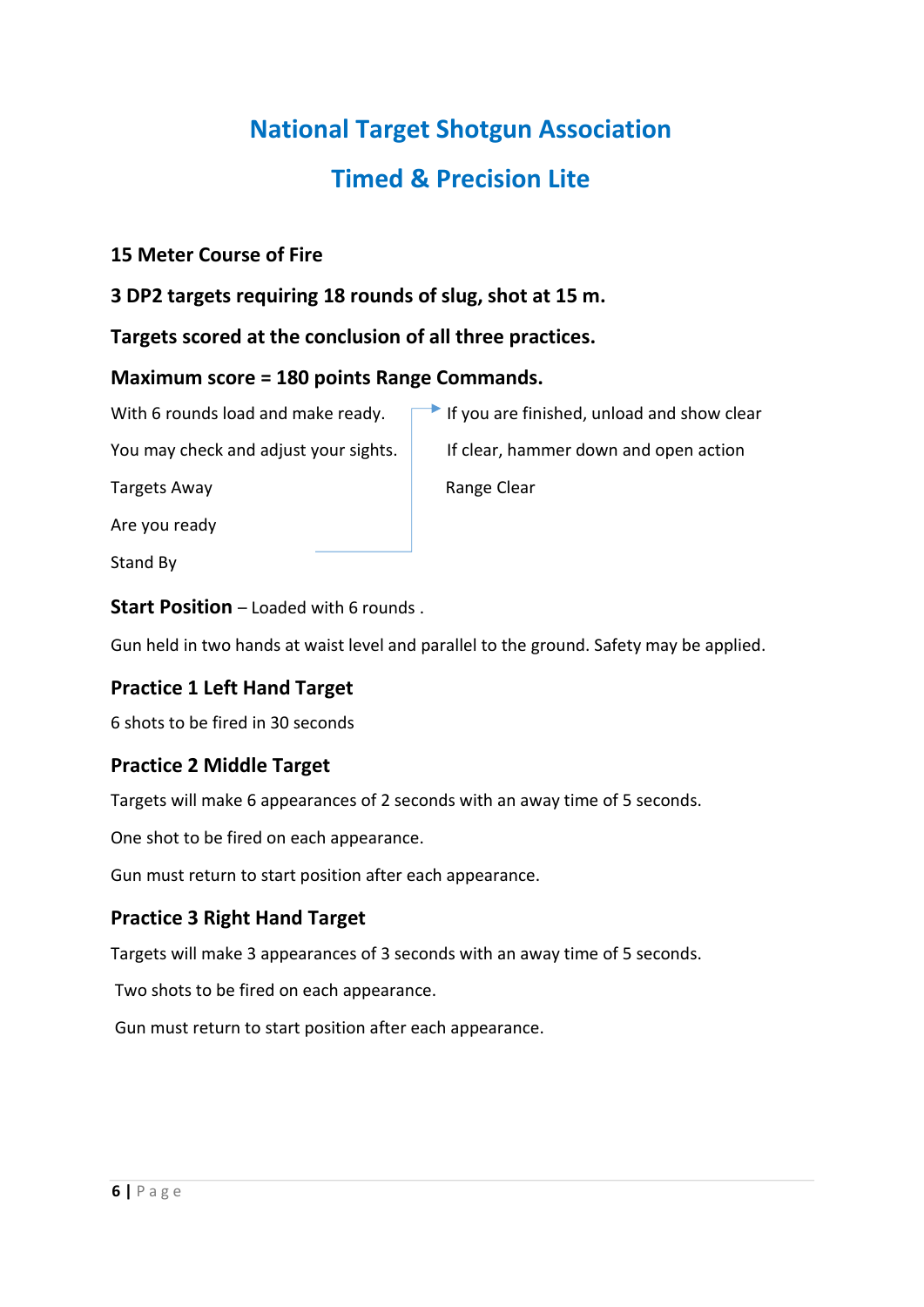# National Target Shotgun Association

## Timed & Precision Lite

**15 Meter Course of Fire**

**3 DP2 targets requiring 18 rounds of slug, shot at 15 m.**

**Targets scored at the conclusion of all three practices.**

**Maximum score = 180 points Range Commands.**

With 6 rounds load and make ready.

You may check and adjust your sights.

Targets Away

Are you ready

Stand By

If you are finished, unload and show clear

If clear, hammer down and open action

Range Clear

**Start Position** – Loaded with 6 rounds .

Gun held in two hands at waist level and parallel to the ground. Safety may be applied.

### Practice 1 Left Hand Target

6 shots to be fired in 30 seconds

### Practice 2 Middle Target

Targets will make 6 appearances of 2 seconds with an away time of 5 seconds.

One shot to be fired on each appearance.

Gun must return to start position after each appearance.

### Practice 3 Right Hand Target

Targets will make 3 appearances of 3 seconds with an away time of 5 seconds.

Two shots to be fired on each appearance.

Gun must return to start position after each appearance.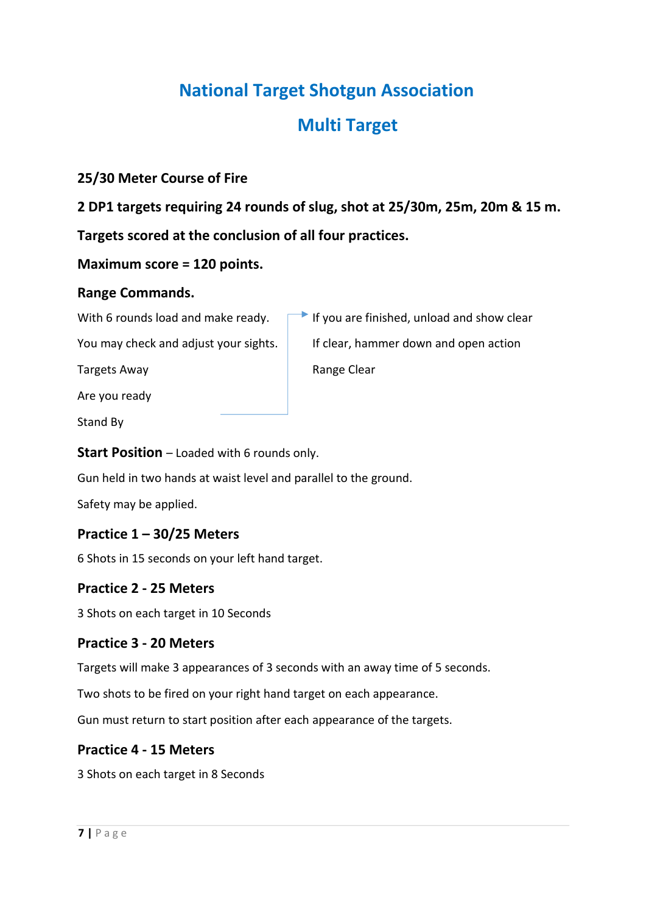# National Target Shotgun Association

## Multi Target

**25/30 Meter Course of Fire**

**2 DP1 targets requiring 24 rounds of slug, shot at 25/30m, 25m, 20m & 15 m.**

**Targets scored at the conclusion of all four practices.**

**Maximum score = 120 points.**

**Range Commands.**

With 6 rounds load and make ready.

You may check and adjust your sights.

Targets Away

Are you ready

Stand By

If you are finished, unload and show clear

If clear, hammer down and open action

Range Clear

**Start Position** – Loaded with 6 rounds only.

Gun held in two hands at waist level and parallel to the ground.

Safety may be applied.

### Practice 1 – 30/25 Meters

6 Shots in 15 seconds on your left hand target.

### Practice 2 - 25 Meters

3 Shots on each target in 10 Seconds

### Practice 3 - 20 Meters

Targets will make 3 appearances of 3 seconds with an away time of 5 seconds.

Two shots to be fired on your right hand target on each appearance.

Gun must return to start position after each appearance of the targets.

### Practice 4 - 15 Meters

3 Shots on each target in 8 Seconds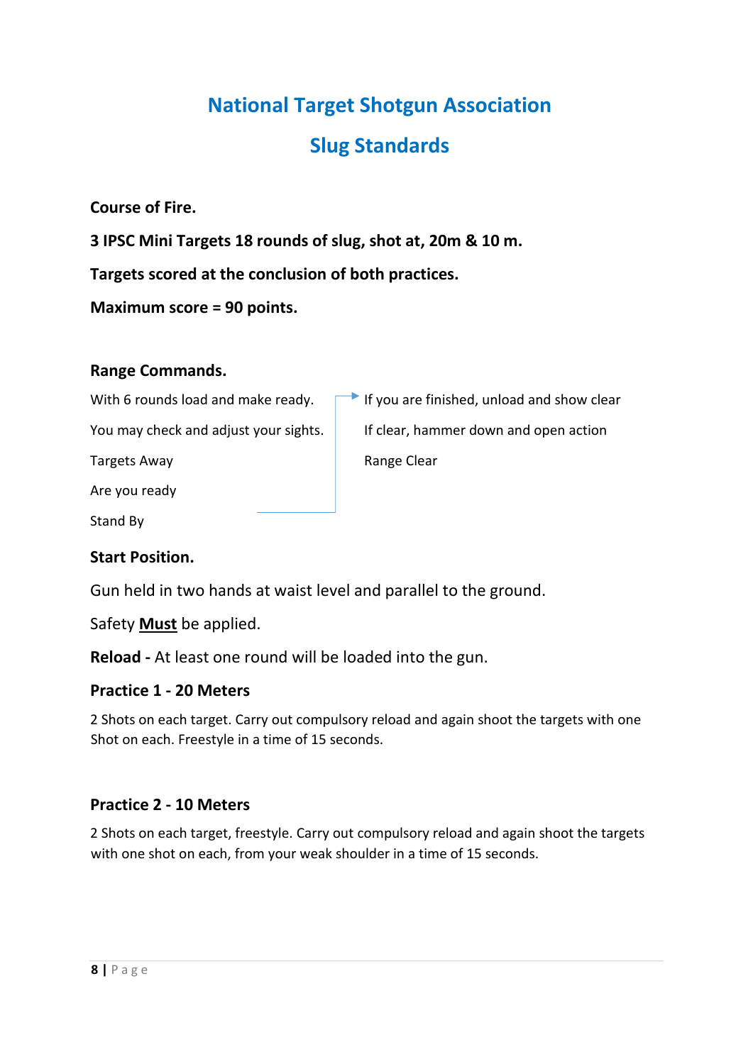## National Target Shotgun Association

## Slug Standards

**Course of Fire.**

**3 IPSC Mini Targets 18 rounds of slug, shot at, 20m & 10 m.**

**Targets scored at the conclusion of both practices.**

**Maximum score = 90 points.**

**Range Commands.**

With 6 rounds load and make ready.

You may check and adjust your sights.

Targets Away

Are you ready

Stand By

If you are finished, unload and show clear

If clear, hammer down and open action

Range Clear

**Start Position.**

Gun held in two hands at waist level and parallel to the ground.

Safety **Must** be applied.

**Reload -** At least one round will be loaded into the gun.

**Practice 1 - 20 Meters**

2 Shots on each target. Carry out compulsory reload and again shoot the targets with one Shot on each. Freestyle in a time of 15 seconds.

**Practice 2 - 10 Meters**

2 Shots on each target, freestyle. Carry out compulsory reload and again shoot the targets with one shot on each, from your weak shoulder in a time of 15 seconds.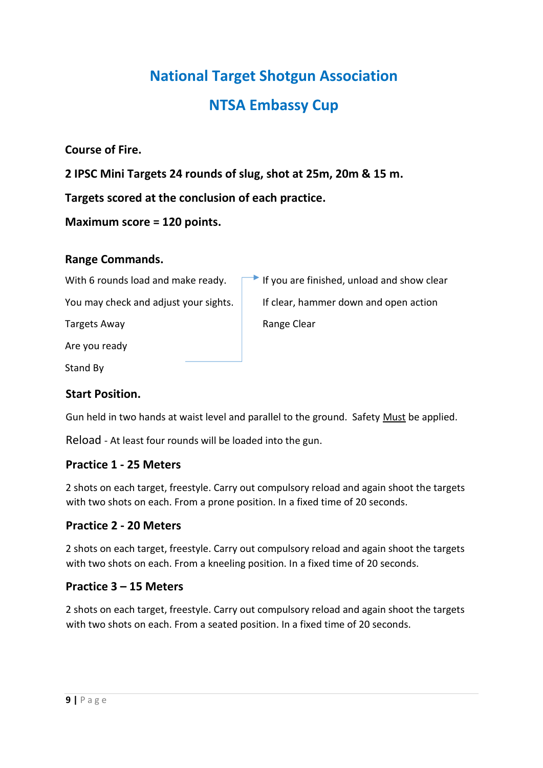## National Target Shotgun Association

## NTSA Embassy Cup

**Course of Fire.**

**2 IPSC Mini Targets 24 rounds of slug, shot at 25m, 20m & 15 m.**

**Targets scored at the conclusion of each practice.**

**Maximum score = 120 points.**

**Range Commands.**

With 6 rounds load and make ready.

You may check and adjust your sights.

Targets Away

Are you ready

Stand By

If you are finished, unload and show clear

If clear, hammer down and open action

Range Clear

**Start Position.**

Gun held in two hands at waist level and parallel to the ground. Safety Must be applied.

Reload - At least four rounds will be loaded into the gun.

**Practice 1 - 25 Meters**

2 shots on each target, freestyle. Carry out compulsory reload and again shoot the targets with two shots on each. From a prone position. In a fixed time of 20 seconds.

**Practice 2 - 20 Meters**

2 shots on each target, freestyle. Carry out compulsory reload and again shoot the targets with two shots on each. From a kneeling position. In a fixed time of 20 seconds.

**Practice 3 – 15 Meters**

2 shots on each target, freestyle. Carry out compulsory reload and again shoot the targets with two shots on each. From a seated position. In a fixed time of 20 seconds.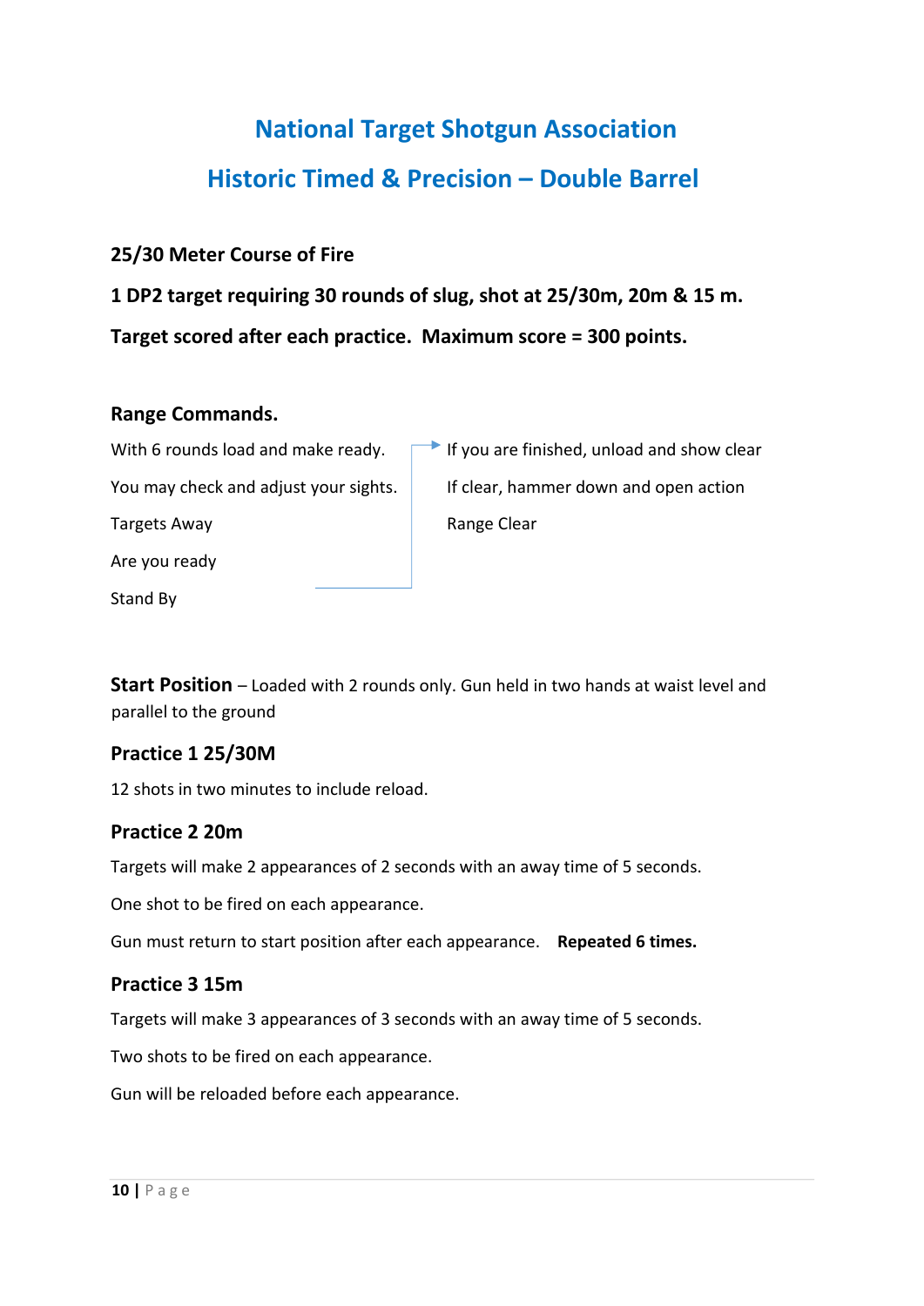# National Target Shotgun Association

## Historic Timed & Precision – Double Barrel

**25/30 Meter Course of Fire**

**1 DP2 target requiring 30 rounds of slug, shot at 25/30m, 20m & 15 m.**

**Target scored after each practice. Maximum score = 300 points.**

### Range Commands.

With 6 rounds load and make ready.

You may check and adjust your sights.

Targets Away

Are you ready

Stand By

If you are finished, unload and show clear

If clear, hammer down and open action

Range Clear

**Start Position** – Loaded with 2 rounds only. Gun held in two hands at waist level and parallel to the ground

### Practice 1 25/30M

12 shots in two minutes to include reload.

### Practice 2 20m

Targets will make 2 appearances of 2 seconds with an away time of 5 seconds.

One shot to be fired on each appearance.

Gun must return to start position after each appearance. **Repeated 6 times.**

### Practice 3 15m

Targets will make 3 appearances of 3 seconds with an away time of 5 seconds.

Two shots to be fired on each appearance.

Gun will be reloaded before each appearance.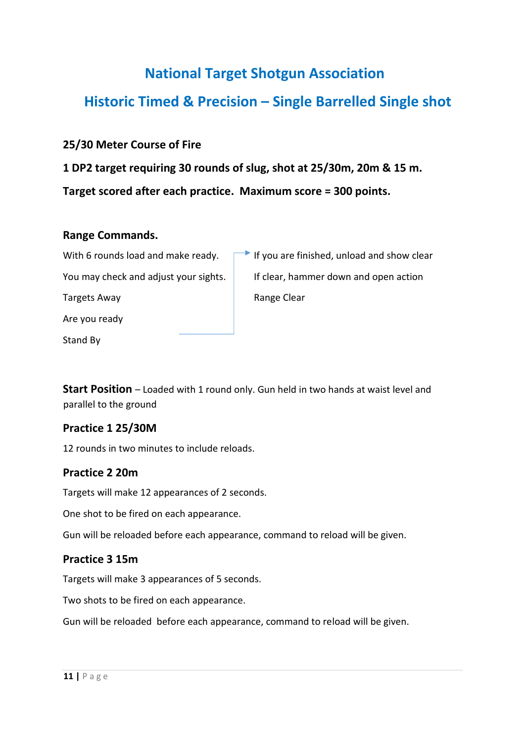# National Target Shotgun Association

## Historic Timed & Precision – Single Barrelled Single shot

**25/30 Meter Course of Fire**

**1 DP2 target requiring 30 rounds of slug, shot at 25/30m, 20m & 15 m.**

**Target scored after each practice. Maximum score = 300 points.**

### Range Commands.

With 6 rounds load and make ready.

You may check and adjust your sights.

Targets Away

Are you ready

Stand By

If you are finished, unload and show clear

If clear, hammer down and open action

Range Clear

**Start Position** – Loaded with 1 round only. Gun held in two hands at waist level and parallel to the ground

### Practice 1 25/30M

12 rounds in two minutes to include reloads.

### Practice 2 20m

Targets will make 12 appearances of 2 seconds.

One shot to be fired on each appearance.

Gun will be reloaded before each appearance, command to reload will be given.

### Practice 3 15m

Targets will make 3 appearances of 5 seconds.

Two shots to be fired on each appearance.

Gun will be reloaded before each appearance, command to reload will be given.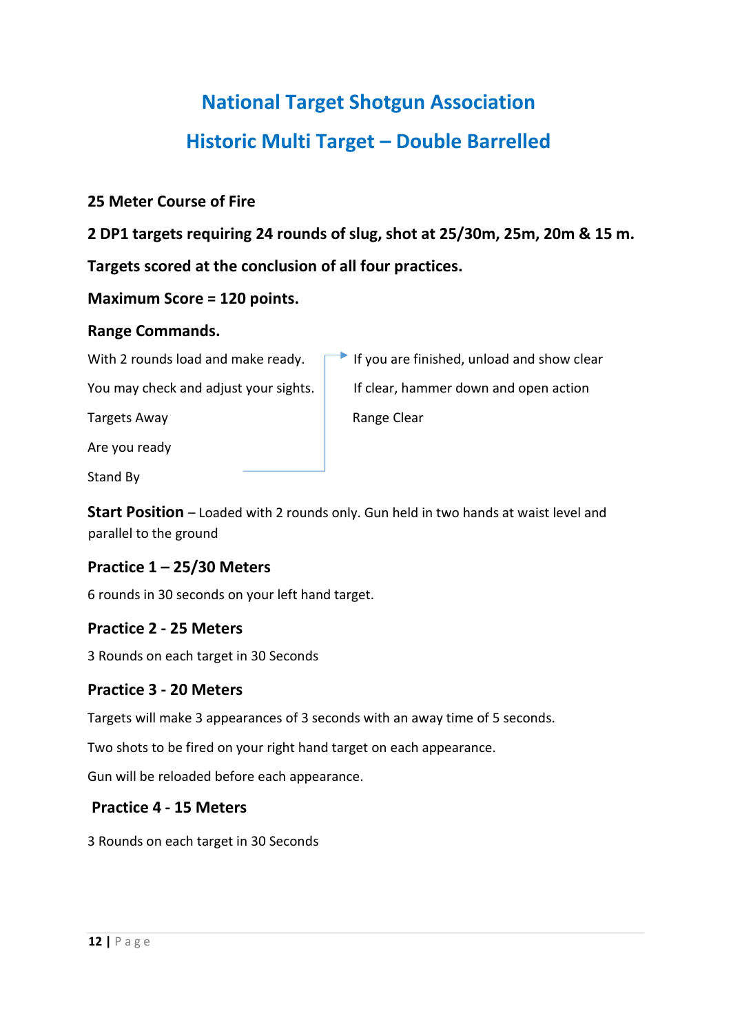# National Target Shotgun Association

# Historic Multi Target – Double Barrelled

**25 Meter Course of Fire**

**2 DP1 targets requiring 24 rounds of slug, shot at 25/30m, 25m, 20m & 15 m.**

**Targets scored at the conclusion of all four practices.**

**Maximum Score = 120 points.**

**Range Commands.**

With 2 rounds load and make ready.

You may check and adjust your sights.

Targets Away

Are you ready

Stand By

If you are finished, unload and show clear

If clear, hammer down and open action

Range Clear

**Start Position** – Loaded with 2 rounds only. Gun held in two hands at waist level and parallel to the ground

### Practice 1 – 25/30 Meters

6 rounds in 30 seconds on your left hand target.

### Practice 2 - 25 Meters

3 Rounds on each target in 30 Seconds

### Practice 3 - 20 Meters

Targets will make 3 appearances of 3 seconds with an away time of 5 seconds.

Two shots to be fired on your right hand target on each appearance.

Gun will be reloaded before each appearance.

### Practice 4 - 15 Meters

3 Rounds on each target in 30 Seconds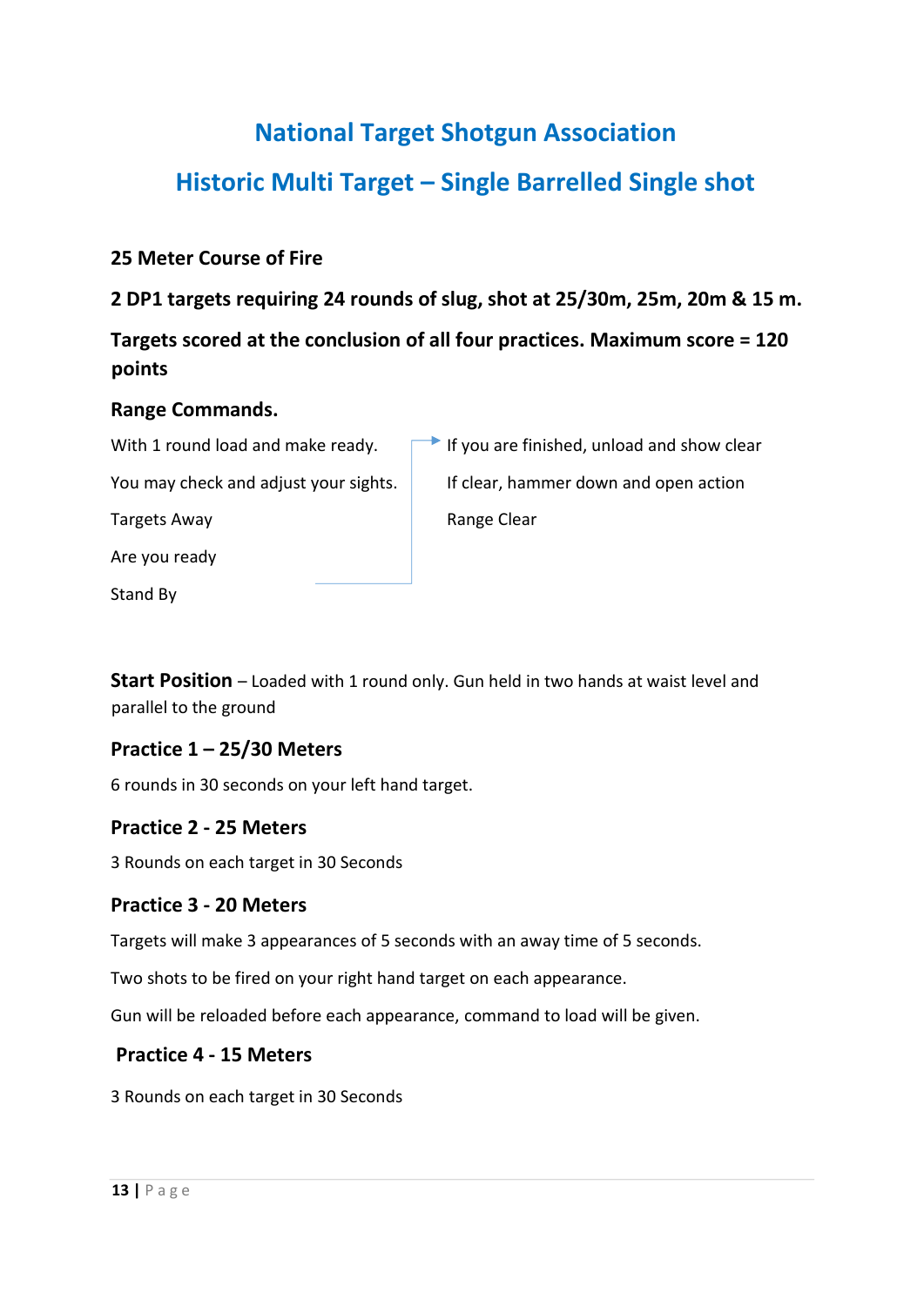## National Target Shotgun Association

## Historic Multi Target – Single Barrelled Single shot

**25 Meter Course of Fire**

**2 DP1 targets requiring 24 rounds of slug, shot at 25/30m, 25m, 20m & 15 m.**

**Targets scored at the conclusion of all four practices. Maximum score = 120 points**

**Range Commands.**

With 1 round load and make ready.

You may check and adjust your sights.

Targets Away

Are you ready

Stand By

If you are finished, unload and show clear

If clear, hammer down and open action

Range Clear

**Start Position** – Loaded with 1 round only. Gun held in two hands at waist level and parallel to the ground

**Practice 1 – 25/30 Meters**

6 rounds in 30 seconds on your left hand target.

**Practice 2 - 25 Meters**

3 Rounds on each target in 30 Seconds

**Practice 3 - 20 Meters**

Targets will make 3 appearances of 5 seconds with an away time of 5 seconds.

Two shots to be fired on your right hand target on each appearance.

Gun will be reloaded before each appearance, command to load will be given.

**Practice 4 - 15 Meters**

3 Rounds on each target in 30 Seconds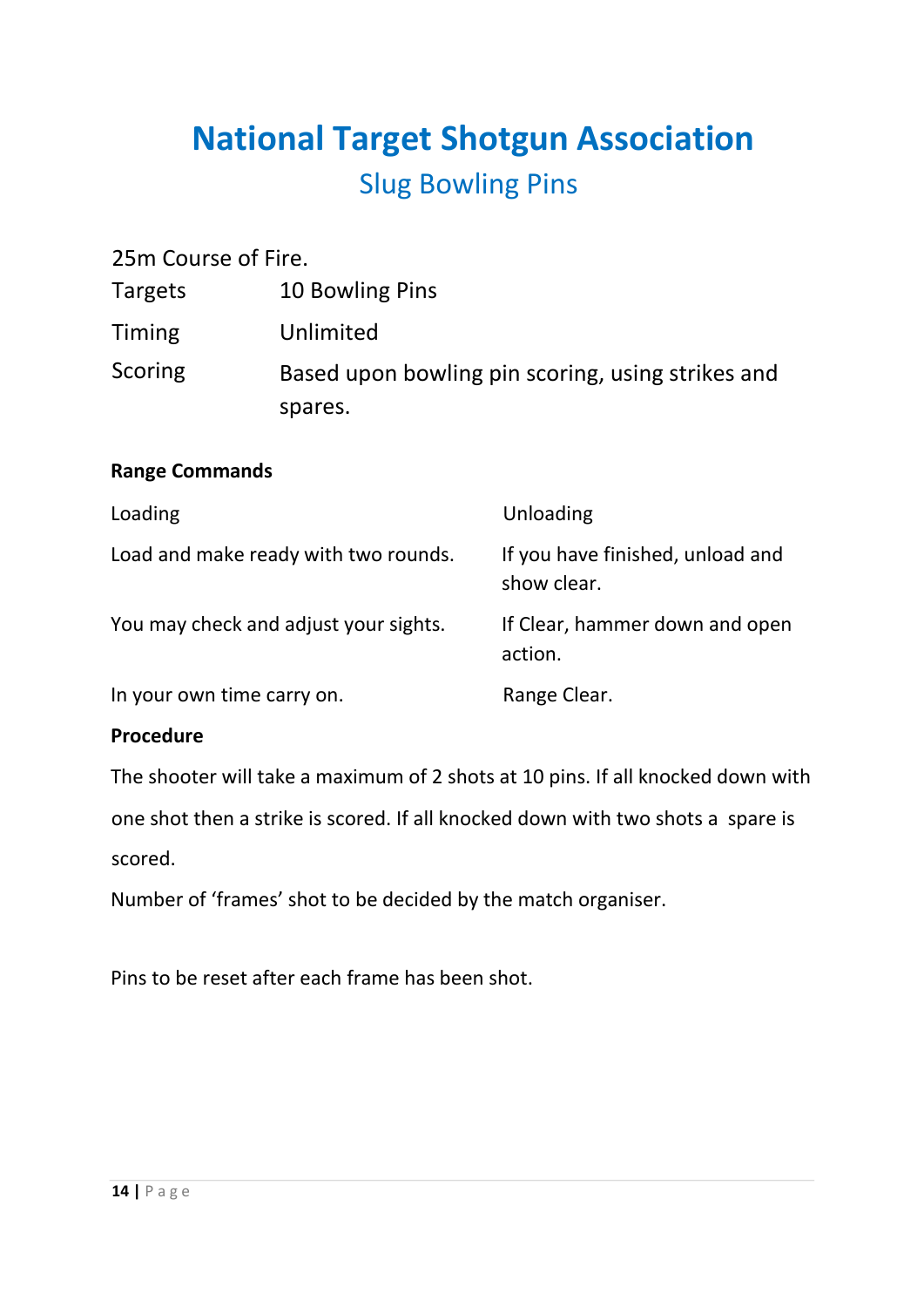# National Target Shotgun Association

## Slug Bowling Pins

25m Course of Fire.

| | |
|---|---|
| Targets | 10 Bowling Pins |
| Timing | Unlimited |
| Scoring | Based upon bowling pin scoring, using strikes and spares. |

**Range Commands**

| Loading | Unloading |
|---|---|
| Load and make ready with two rounds. | If you have finished, unload and show clear. |
| You may check and adjust your sights. | If Clear, hammer down and open action. |
| In your own time carry on. | Range Clear. |

**Procedure**

The shooter will take a maximum of 2 shots at 10 pins. If all knocked down with one shot then a strike is scored. If all knocked down with two shots a spare is scored.

Number of 'frames' shot to be decided by the match organiser.

Pins to be reset after each frame has been shot.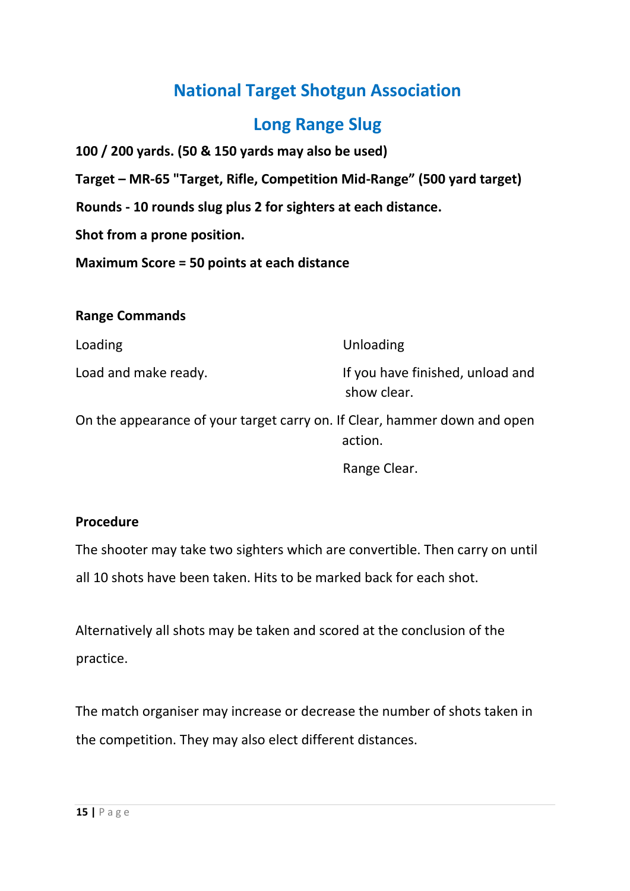# National Target Shotgun Association

## Long Range Slug

**100 / 200 yards. (50 & 150 yards may also be used)**

**Target – MR-65 "Target, Rifle, Competition Mid-Range" (500 yard target)**

**Rounds - 10 rounds slug plus 2 for sighters at each distance.**

**Shot from a prone position.**

**Maximum Score = 50 points at each distance**

**Range Commands**

| Loading | Unloading |
|---|---|
| Load and make ready. | If you have finished, unload and show clear. |
| On the appearance of your target carry on. | If Clear, hammer down and open action. |
| | Range Clear. |

**Procedure**

The shooter may take two sighters which are convertible. Then carry on until all 10 shots have been taken. Hits to be marked back for each shot.

Alternatively all shots may be taken and scored at the conclusion of the practice.

The match organiser may increase or decrease the number of shots taken in the competition. They may also elect different distances.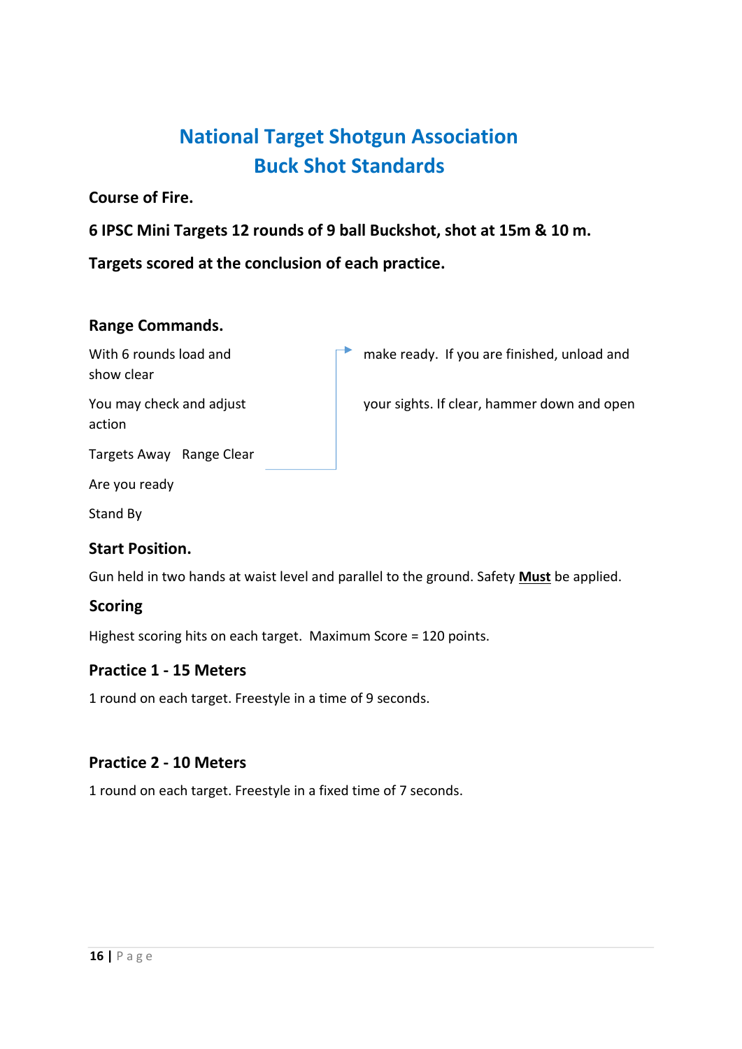# National Target Shotgun Association
# Buck Shot Standards

**Course of Fire.**

**6 IPSC Mini Targets 12 rounds of 9 ball Buckshot, shot at 15m & 10 m.**

**Targets scored at the conclusion of each practice.**

## Range Commands.

With 6 rounds load and make ready. If you are finished, unload and show clear

You may check and adjust your sights. If clear, hammer down and open action

Targets Away Range Clear

Are you ready

Stand By

## Start Position.

Gun held in two hands at waist level and parallel to the ground. Safety **Must** be applied.

## Scoring

Highest scoring hits on each target. Maximum Score = 120 points.

## Practice 1 - 15 Meters

1 round on each target. Freestyle in a time of 9 seconds.

## Practice 2 - 10 Meters

1 round on each target. Freestyle in a fixed time of 7 seconds.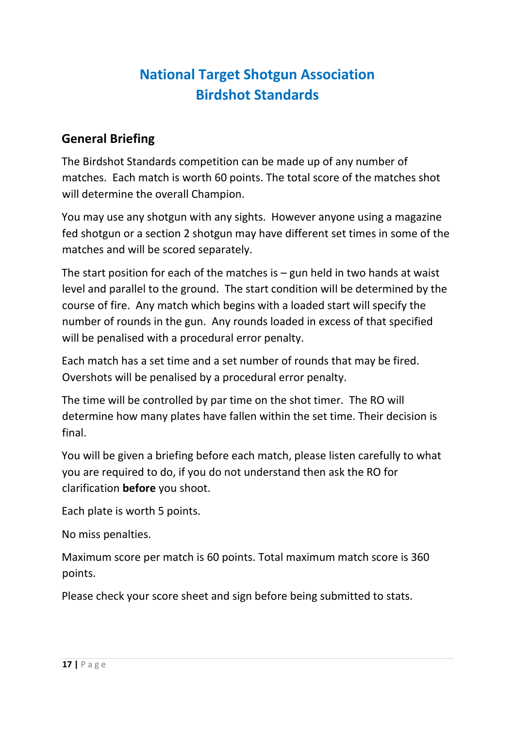# National Target Shotgun Association
# Birdshot Standards

## General Briefing

The Birdshot Standards competition can be made up of any number of matches. Each match is worth 60 points. The total score of the matches shot will determine the overall Champion.

You may use any shotgun with any sights. However anyone using a magazine fed shotgun or a section 2 shotgun may have different set times in some of the matches and will be scored separately.

The start position for each of the matches is – gun held in two hands at waist level and parallel to the ground. The start condition will be determined by the course of fire. Any match which begins with a loaded start will specify the number of rounds in the gun. Any rounds loaded in excess of that specified will be penalised with a procedural error penalty.

Each match has a set time and a set number of rounds that may be fired. Overshots will be penalised by a procedural error penalty.

The time will be controlled by par time on the shot timer. The RO will determine how many plates have fallen within the set time. Their decision is final.

You will be given a briefing before each match, please listen carefully to what you are required to do, if you do not understand then ask the RO for clarification **before** you shoot.

Each plate is worth 5 points.

No miss penalties.

Maximum score per match is 60 points. Total maximum match score is 360 points.

Please check your score sheet and sign before being submitted to stats.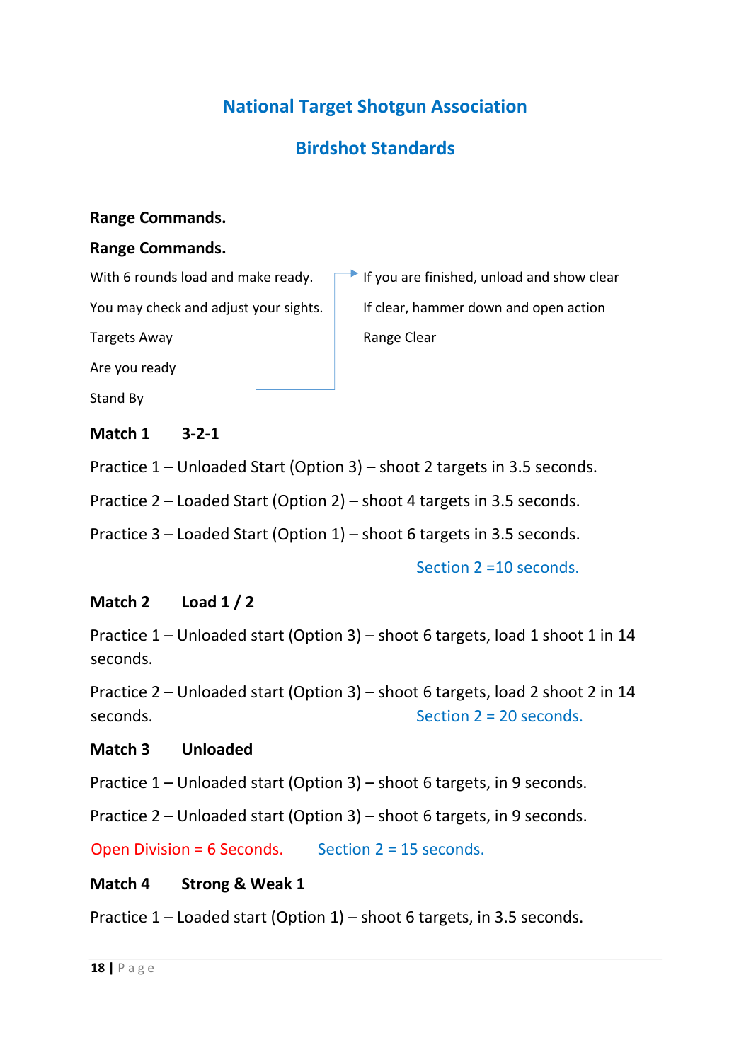## National Target Shotgun Association

## Birdshot Standards

**Range Commands.**

**Range Commands.**

With 6 rounds load and make ready.

You may check and adjust your sights.

Targets Away

Are you ready

Stand By

If you are finished, unload and show clear

If clear, hammer down and open action

Range Clear

**Match 1 3-2-1**

Practice 1 – Unloaded Start (Option 3) – shoot 2 targets in 3.5 seconds.

Practice 2 – Loaded Start (Option 2) – shoot 4 targets in 3.5 seconds.

Practice 3 – Loaded Start (Option 1) – shoot 6 targets in 3.5 seconds.

Section 2 =10 seconds.

**Match 2 Load 1 / 2**

Practice 1 – Unloaded start (Option 3) – shoot 6 targets, load 1 shoot 1 in 14 seconds.

Practice 2 – Unloaded start (Option 3) – shoot 6 targets, load 2 shoot 2 in 14 seconds.

Section 2 = 20 seconds.

**Match 3 Unloaded**

Practice 1 – Unloaded start (Option 3) – shoot 6 targets, in 9 seconds.

Practice 2 – Unloaded start (Option 3) – shoot 6 targets, in 9 seconds.

Open Division = 6 Seconds. Section 2 = 15 seconds.

**Match 4 Strong & Weak 1**

Practice 1 – Loaded start (Option 1) – shoot 6 targets, in 3.5 seconds.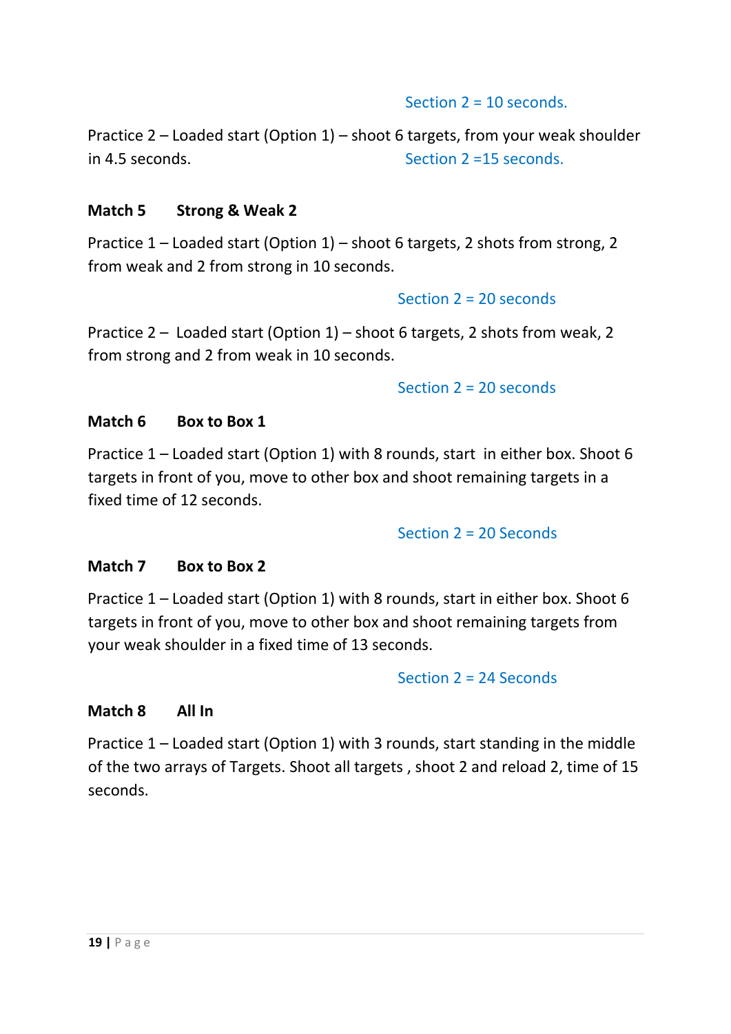Section 2 = 10 seconds.

Practice 2 – Loaded start (Option 1) – shoot 6 targets, from your weak shoulder in 4.5 seconds.

Section 2 =15 seconds.

**Match 5 Strong & Weak 2**

Practice 1 – Loaded start (Option 1) – shoot 6 targets, 2 shots from strong, 2 from weak and 2 from strong in 10 seconds.

Section 2 = 20 seconds

Practice 2 – Loaded start (Option 1) – shoot 6 targets, 2 shots from weak, 2 from strong and 2 from weak in 10 seconds.

Section 2 = 20 seconds

**Match 6 Box to Box 1**

Practice 1 – Loaded start (Option 1) with 8 rounds, start in either box. Shoot 6 targets in front of you, move to other box and shoot remaining targets in a fixed time of 12 seconds.

Section 2 = 20 Seconds

**Match 7 Box to Box 2**

Practice 1 – Loaded start (Option 1) with 8 rounds, start in either box. Shoot 6 targets in front of you, move to other box and shoot remaining targets from your weak shoulder in a fixed time of 13 seconds.

Section 2 = 24 Seconds

**Match 8 All In**

Practice 1 – Loaded start (Option 1) with 3 rounds, start standing in the middle of the two arrays of Targets. Shoot all targets , shoot 2 and reload 2, time of 15 seconds.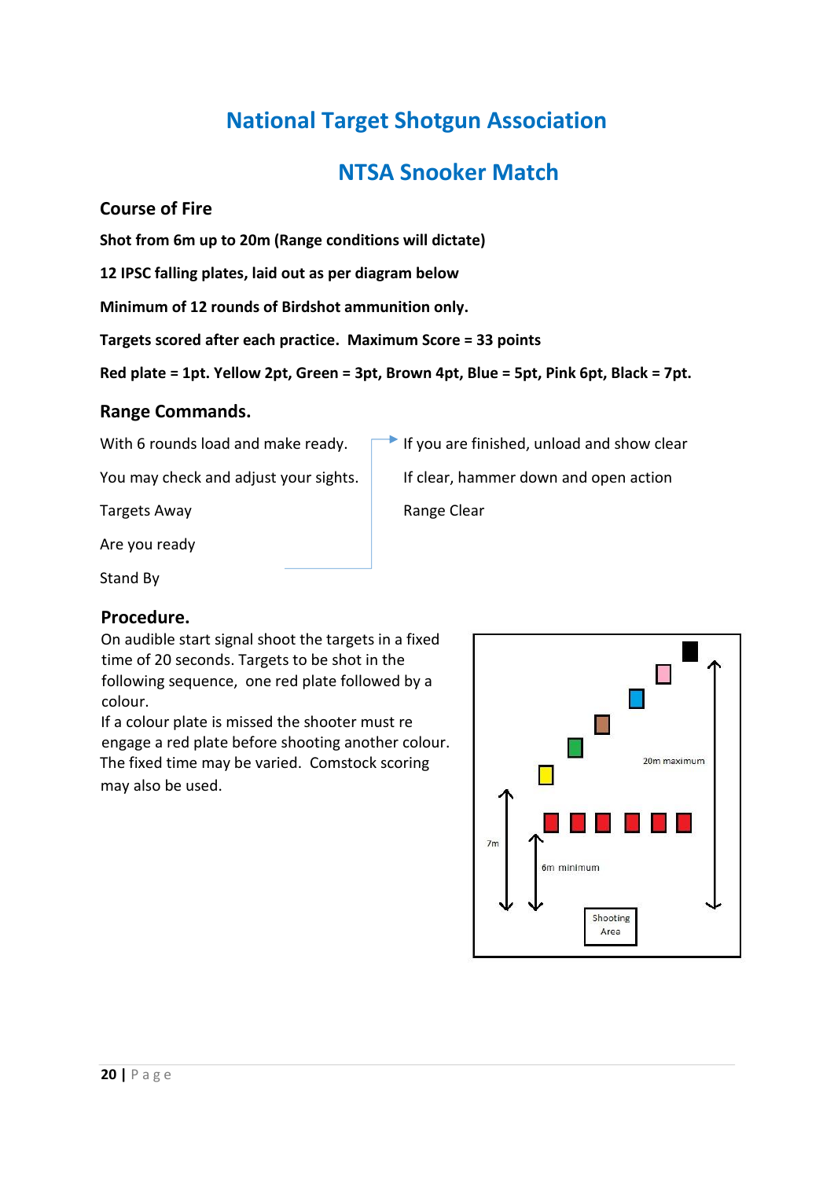# National Target Shotgun Association

## NTSA Snooker Match

### Course of Fire

**Shot from 6m up to 20m (Range conditions will dictate)**

**12 IPSC falling plates, laid out as per diagram below**

**Minimum of 12 rounds of Birdshot ammunition only.**

**Targets scored after each practice. Maximum Score = 33 points**

**Red plate = 1pt. Yellow 2pt, Green = 3pt, Brown 4pt, Blue = 5pt, Pink 6pt, Black = 7pt.**

### Range Commands.

With 6 rounds load and make ready.

You may check and adjust your sights.

Targets Away

Are you ready

Stand By

If you are finished, unload and show clear

If clear, hammer down and open action

Range Clear

### Procedure.

On audible start signal shoot the targets in a fixed time of 20 seconds. Targets to be shot in the following sequence, one red plate followed by a colour.

If a colour plate is missed the shooter must re engage a red plate before shooting another colour.

The fixed time may be varied. Comstock scoring may also be used.

20m maximum

7m

6m minimum

Shooting Area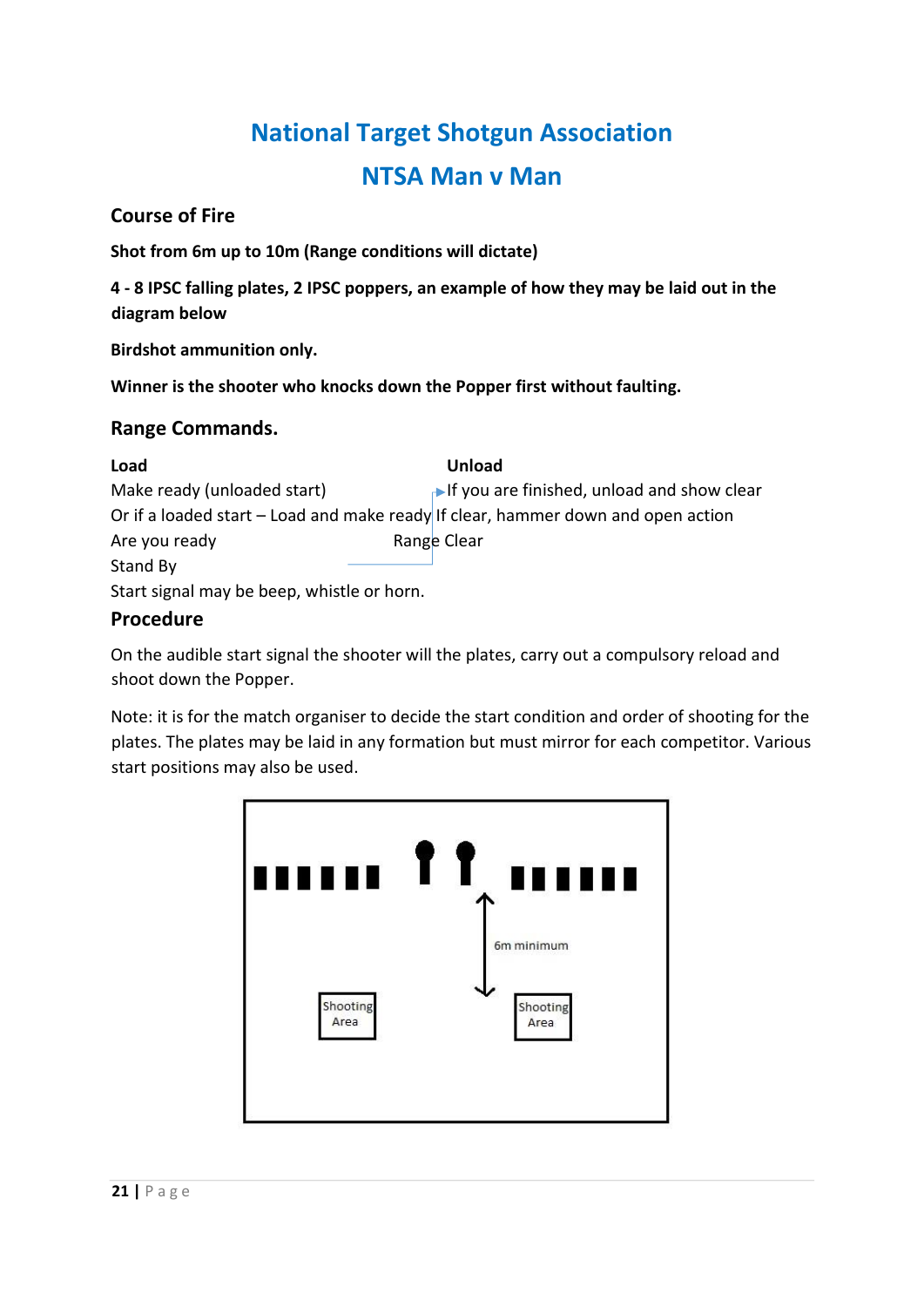# National Target Shotgun Association

## NTSA Man v Man

### Course of Fire

**Shot from 6m up to 10m (Range conditions will dictate)**

**4 - 8 IPSC falling plates, 2 IPSC poppers, an example of how they may be laid out in the diagram below**

**Birdshot ammunition only.**

**Winner is the shooter who knocks down the Popper first without faulting.**

### Range Commands.

**Load**

Make ready (unloaded start)
Or if a loaded start – Load and make ready
Are you ready
Stand By
Start signal may be beep, whistle or horn.

**Unload**

If you are finished, unload and show clear
If clear, hammer down and open action
Range Clear

### Procedure

On the audible start signal the shooter will the plates, carry out a compulsory reload and shoot down the Popper.

Note: it is for the match organiser to decide the start condition and order of shooting for the plates. The plates may be laid in any formation but must mirror for each competitor. Various start positions may also be used.

6m minimum

Shooting Area

Shooting Area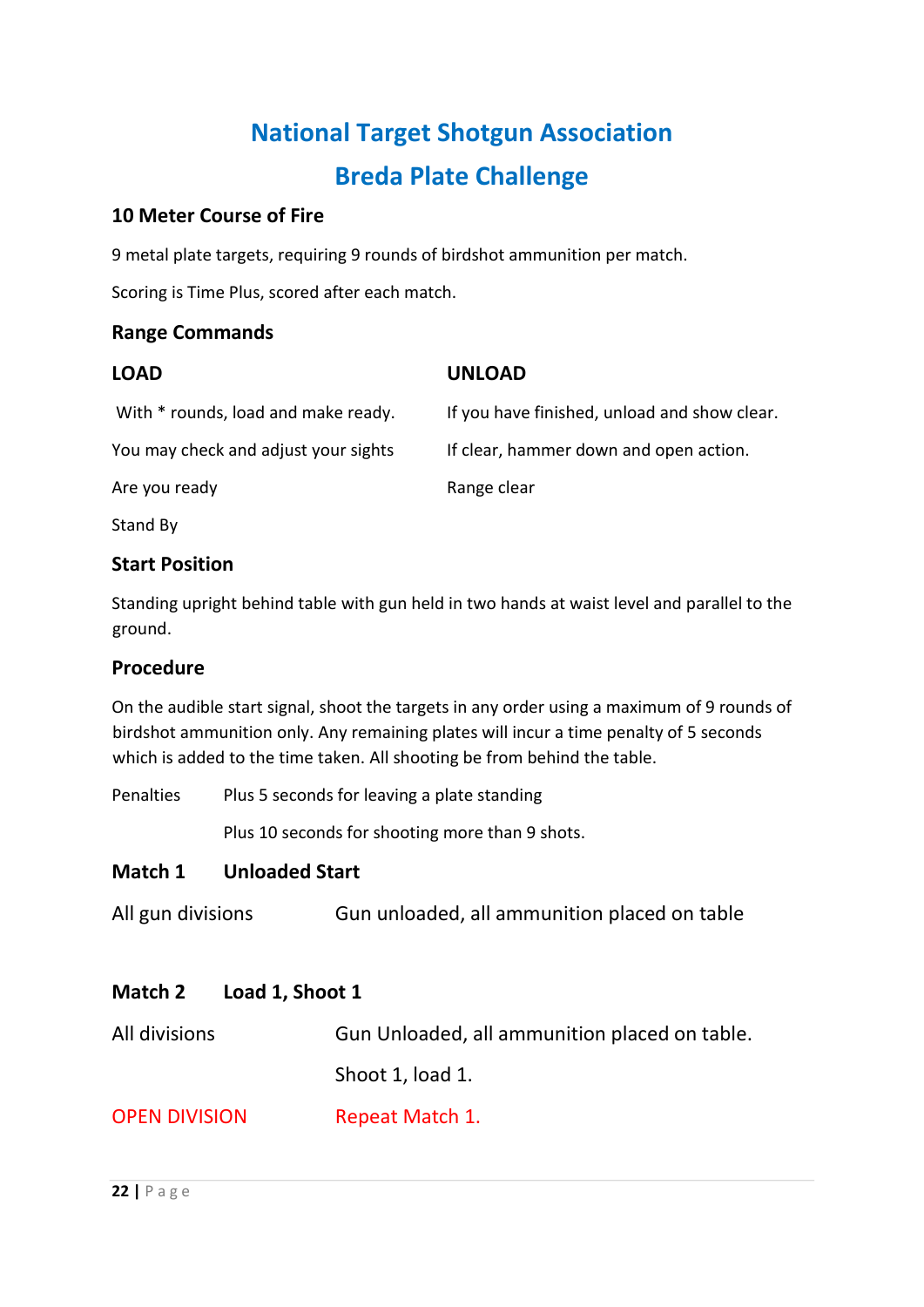# National Target Shotgun Association

# Breda Plate Challenge

### 10 Meter Course of Fire

9 metal plate targets, requiring 9 rounds of birdshot ammunition per match.

Scoring is Time Plus, scored after each match.

### Range Commands

| **LOAD** | **UNLOAD** |
|---|---|
| With * rounds, load and make ready. | If you have finished, unload and show clear. |
| You may check and adjust your sights | If clear, hammer down and open action. |
| Are you ready | Range clear |
| Stand By | |

### Start Position

Standing upright behind table with gun held in two hands at waist level and parallel to the ground.

### Procedure

On the audible start signal, shoot the targets in any order using a maximum of 9 rounds of birdshot ammunition only. Any remaining plates will incur a time penalty of 5 seconds which is added to the time taken. All shooting be from behind the table.

Penalties Plus 5 seconds for leaving a plate standing

Plus 10 seconds for shooting more than 9 shots.

### Match 1 Unloaded Start

All gun divisions Gun unloaded, all ammunition placed on table

### Match 2 Load 1, Shoot 1

All divisions Gun Unloaded, all ammunition placed on table.

Shoot 1, load 1.

OPEN DIVISION Repeat Match 1.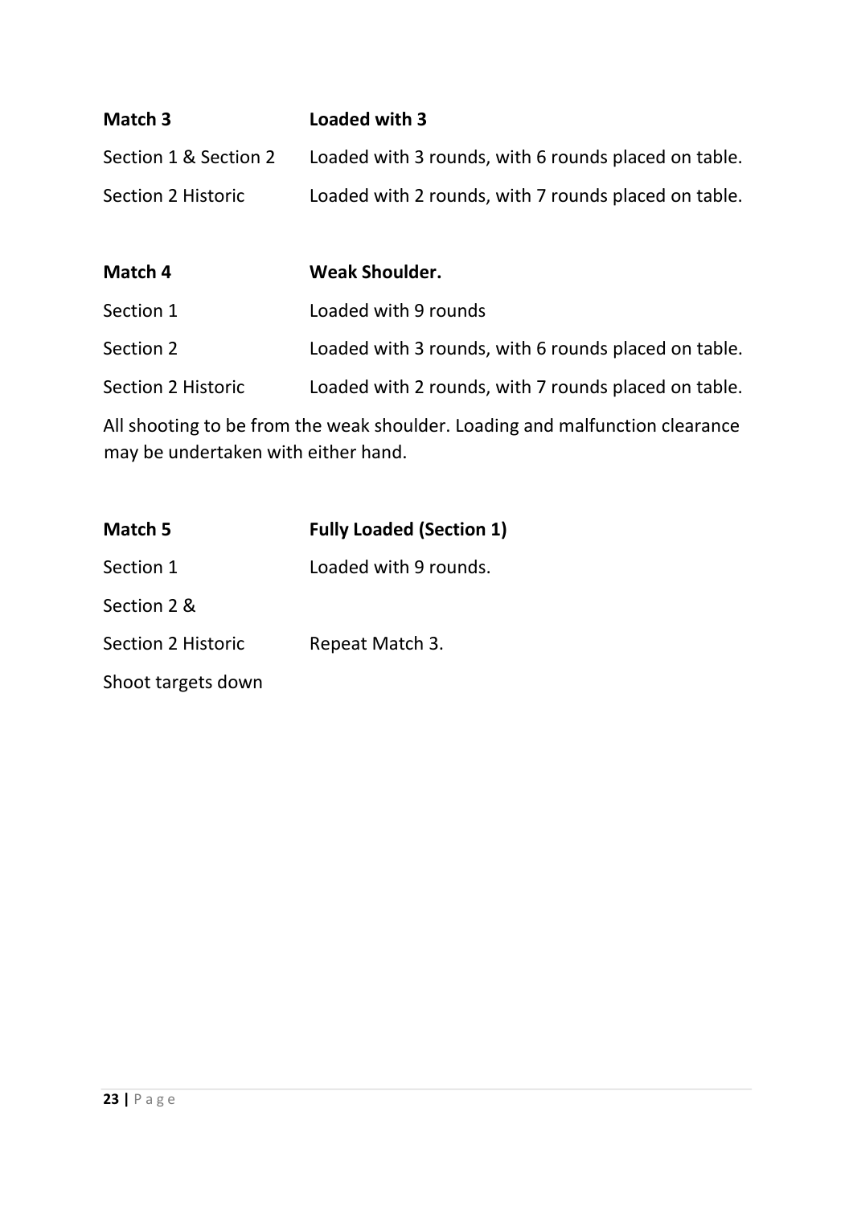| **Match 3** | **Loaded with 3** |
| --- | --- |
| Section 1 & Section 2 | Loaded with 3 rounds, with 6 rounds placed on table. |
| Section 2 Historic | Loaded with 2 rounds, with 7 rounds placed on table. |

| **Match 4** | **Weak Shoulder.** |
| --- | --- |
| Section 1 | Loaded with 9 rounds |
| Section 2 | Loaded with 3 rounds, with 6 rounds placed on table. |
| Section 2 Historic | Loaded with 2 rounds, with 7 rounds placed on table. |

All shooting to be from the weak shoulder. Loading and malfunction clearance may be undertaken with either hand.

| **Match 5** | **Fully Loaded (Section 1)** |
| --- | --- |
| Section 1 | Loaded with 9 rounds. |
| Section 2 & | |
| Section 2 Historic | Repeat Match 3. |

Shoot targets down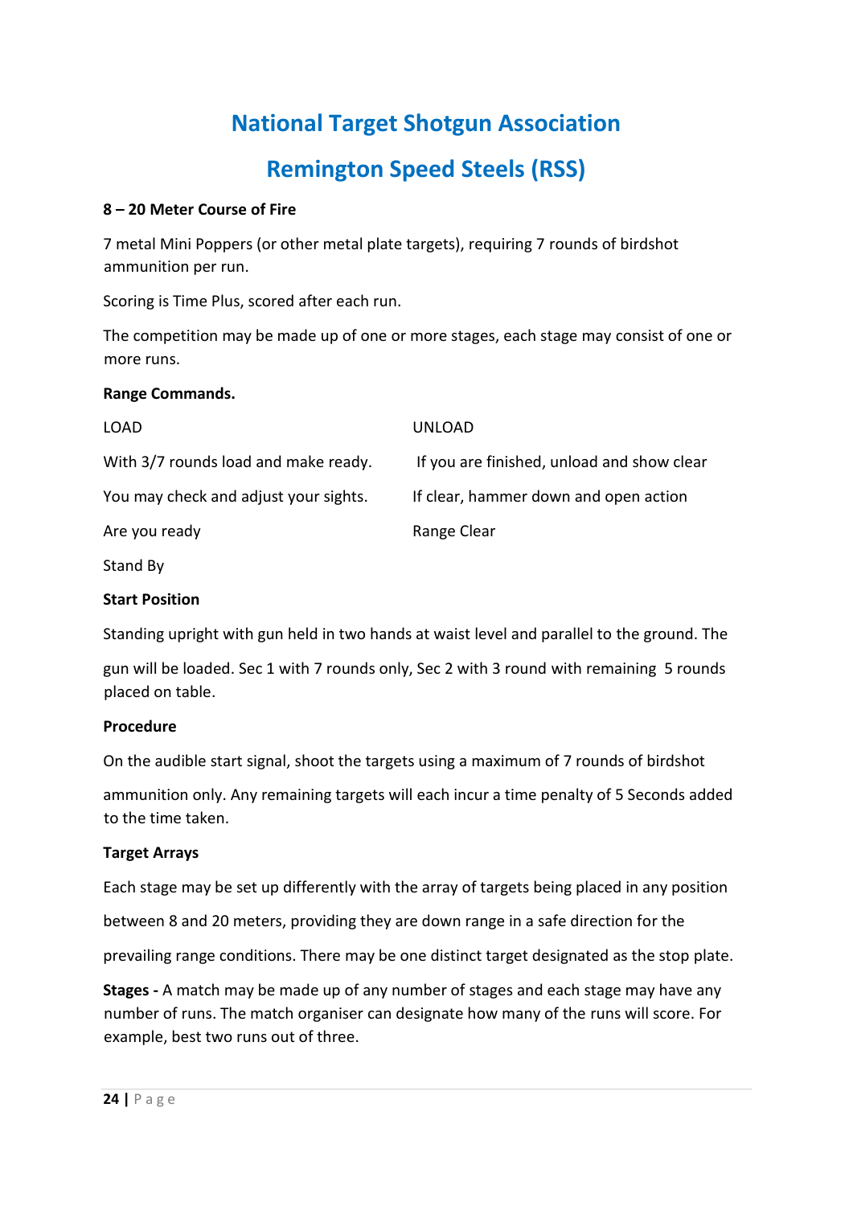# National Target Shotgun Association

## Remington Speed Steels (RSS)

**8 – 20 Meter Course of Fire**

7 metal Mini Poppers (or other metal plate targets), requiring 7 rounds of birdshot ammunition per run.

Scoring is Time Plus, scored after each run.

The competition may be made up of one or more stages, each stage may consist of one or more runs.

**Range Commands.**

| | |
|---|---|
| LOAD | UNLOAD |
| With 3/7 rounds load and make ready. | If you are finished, unload and show clear |
| You may check and adjust your sights. | If clear, hammer down and open action |
| Are you ready | Range Clear |
| Stand By | |

**Start Position**

Standing upright with gun held in two hands at waist level and parallel to the ground. The gun will be loaded. Sec 1 with 7 rounds only, Sec 2 with 3 round with remaining 5 rounds placed on table.

**Procedure**

On the audible start signal, shoot the targets using a maximum of 7 rounds of birdshot ammunition only. Any remaining targets will each incur a time penalty of 5 Seconds added to the time taken.

**Target Arrays**

Each stage may be set up differently with the array of targets being placed in any position between 8 and 20 meters, providing they are down range in a safe direction for the prevailing range conditions. There may be one distinct target designated as the stop plate.

**Stages -** A match may be made up of any number of stages and each stage may have any number of runs. The match organiser can designate how many of the runs will score. For example, best two runs out of three.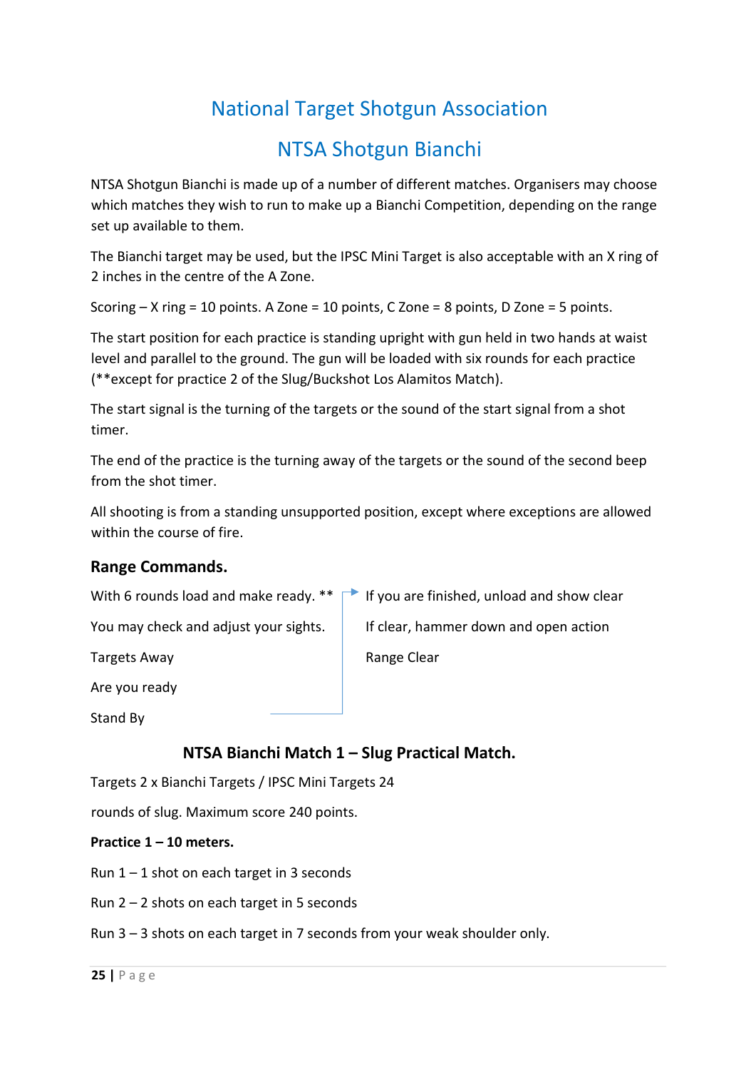# National Target Shotgun Association

## NTSA Shotgun Bianchi

NTSA Shotgun Bianchi is made up of a number of different matches. Organisers may choose which matches they wish to run to make up a Bianchi Competition, depending on the range set up available to them.

The Bianchi target may be used, but the IPSC Mini Target is also acceptable with an X ring of 2 inches in the centre of the A Zone.

Scoring – X ring = 10 points. A Zone = 10 points, C Zone = 8 points, D Zone = 5 points.

The start position for each practice is standing upright with gun held in two hands at waist level and parallel to the ground. The gun will be loaded with six rounds for each practice (**except for practice 2 of the Slug/Buckshot Los Alamitos Match).

The start signal is the turning of the targets or the sound of the start signal from a shot timer.

The end of the practice is the turning away of the targets or the sound of the second beep from the shot timer.

All shooting is from a standing unsupported position, except where exceptions are allowed within the course of fire.

### Range Commands.

With 6 rounds load and make ready. **

You may check and adjust your sights.

Targets Away

Are you ready

Stand By

If you are finished, unload and show clear

If clear, hammer down and open action

Range Clear

### NTSA Bianchi Match 1 – Slug Practical Match.

Targets 2 x Bianchi Targets / IPSC Mini Targets 24 rounds of slug. Maximum score 240 points.

**Practice 1 – 10 meters.**

Run 1 – 1 shot on each target in 3 seconds

Run 2 – 2 shots on each target in 5 seconds

Run 3 – 3 shots on each target in 7 seconds from your weak shoulder only.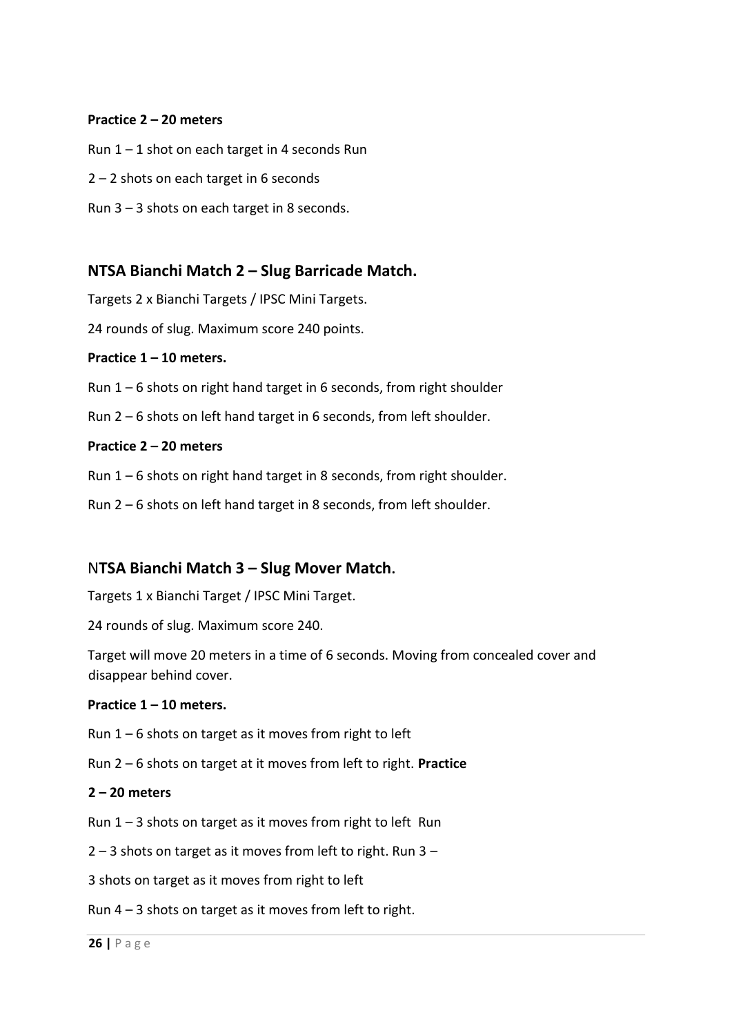**Practice 2 – 20 meters**

Run 1 – 1 shot on each target in 4 seconds Run

2 – 2 shots on each target in 6 seconds

Run 3 – 3 shots on each target in 8 seconds.

## NTSA Bianchi Match 2 – Slug Barricade Match.

Targets 2 x Bianchi Targets / IPSC Mini Targets.

24 rounds of slug. Maximum score 240 points.

**Practice 1 – 10 meters.**

Run 1 – 6 shots on right hand target in 6 seconds, from right shoulder

Run 2 – 6 shots on left hand target in 6 seconds, from left shoulder.

**Practice 2 – 20 meters**

Run 1 – 6 shots on right hand target in 8 seconds, from right shoulder.

Run 2 – 6 shots on left hand target in 8 seconds, from left shoulder.

## NTSA Bianchi Match 3 – Slug Mover Match.

Targets 1 x Bianchi Target / IPSC Mini Target.

24 rounds of slug. Maximum score 240.

Target will move 20 meters in a time of 6 seconds. Moving from concealed cover and disappear behind cover.

**Practice 1 – 10 meters.**

Run 1 – 6 shots on target as it moves from right to left

Run 2 – 6 shots on target at it moves from left to right. **Practice**

**2 – 20 meters**

Run 1 – 3 shots on target as it moves from right to left Run

2 – 3 shots on target as it moves from left to right. Run 3 –

3 shots on target as it moves from right to left

Run 4 – 3 shots on target as it moves from left to right.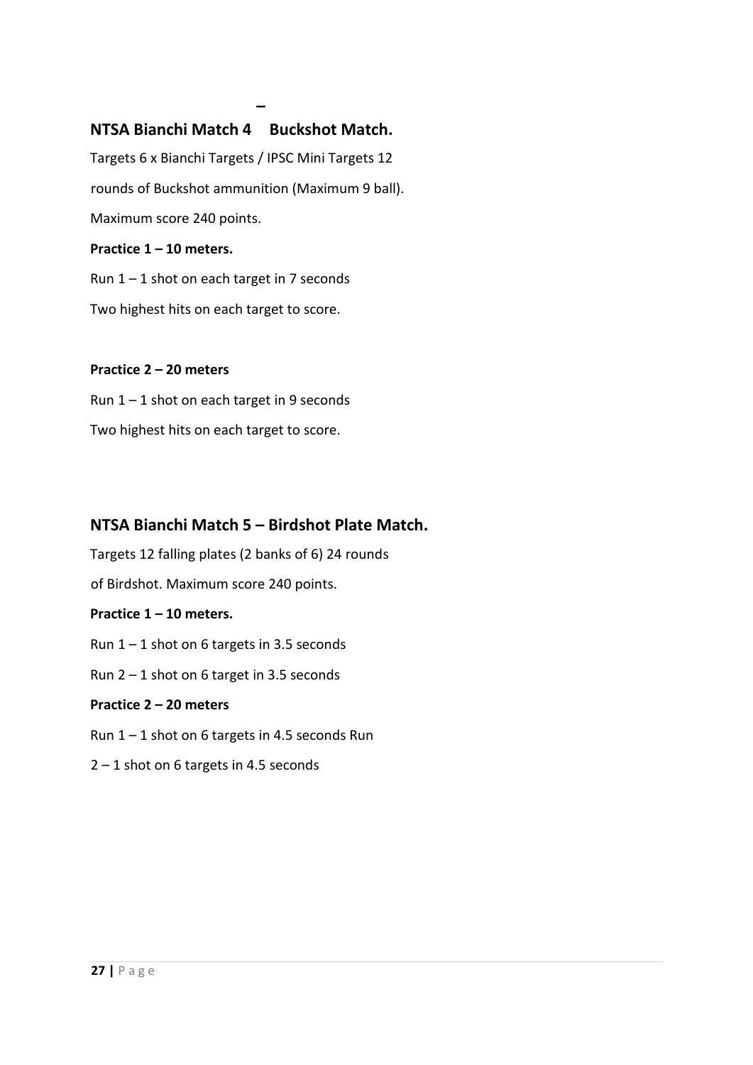–

## NTSA Bianchi Match 4 Buckshot Match.

Targets 6 x Bianchi Targets / IPSC Mini Targets 12 rounds of Buckshot ammunition (Maximum 9 ball).

Maximum score 240 points.

**Practice 1 – 10 meters.**

Run 1 – 1 shot on each target in 7 seconds

Two highest hits on each target to score.

**Practice 2 – 20 meters**

Run 1 – 1 shot on each target in 9 seconds

Two highest hits on each target to score.

## NTSA Bianchi Match 5 – Birdshot Plate Match.

Targets 12 falling plates (2 banks of 6) 24 rounds of Birdshot. Maximum score 240 points.

**Practice 1 – 10 meters.**

Run 1 – 1 shot on 6 targets in 3.5 seconds

Run 2 – 1 shot on 6 target in 3.5 seconds

**Practice 2 – 20 meters**

Run 1 – 1 shot on 6 targets in 4.5 seconds Run 2 – 1 shot on 6 targets in 4.5 seconds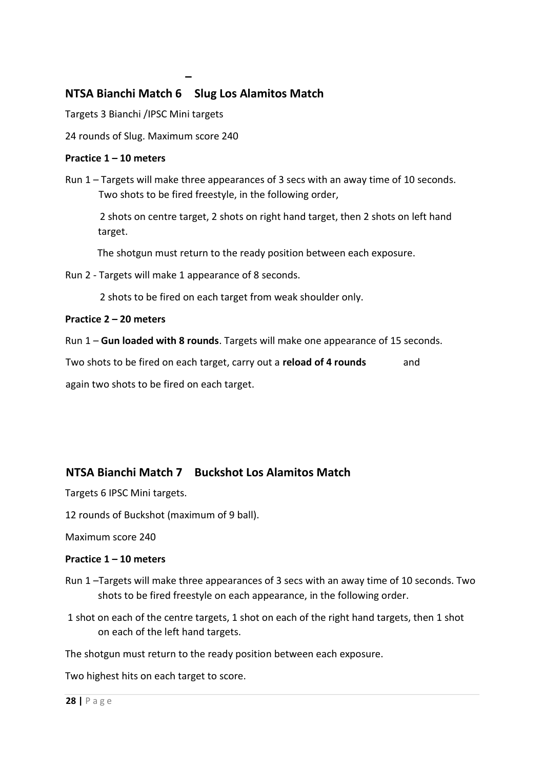–

## NTSA Bianchi Match 6 Slug Los Alamitos Match

Targets 3 Bianchi /IPSC Mini targets

24 rounds of Slug. Maximum score 240

**Practice 1 – 10 meters**

Run 1 – Targets will make three appearances of 3 secs with an away time of 10 seconds. Two shots to be fired freestyle, in the following order,

2 shots on centre target, 2 shots on right hand target, then 2 shots on left hand target.

The shotgun must return to the ready position between each exposure.

Run 2 - Targets will make 1 appearance of 8 seconds.

2 shots to be fired on each target from weak shoulder only.

**Practice 2 – 20 meters**

Run 1 – **Gun loaded with 8 rounds**. Targets will make one appearance of 15 seconds.

Two shots to be fired on each target, carry out a **reload of 4 rounds** and

again two shots to be fired on each target.

## NTSA Bianchi Match 7 Buckshot Los Alamitos Match

Targets 6 IPSC Mini targets.

12 rounds of Buckshot (maximum of 9 ball).

Maximum score 240

**Practice 1 – 10 meters**

Run 1 –Targets will make three appearances of 3 secs with an away time of 10 seconds. Two shots to be fired freestyle on each appearance, in the following order.

1 shot on each of the centre targets, 1 shot on each of the right hand targets, then 1 shot on each of the left hand targets.

The shotgun must return to the ready position between each exposure.

Two highest hits on each target to score.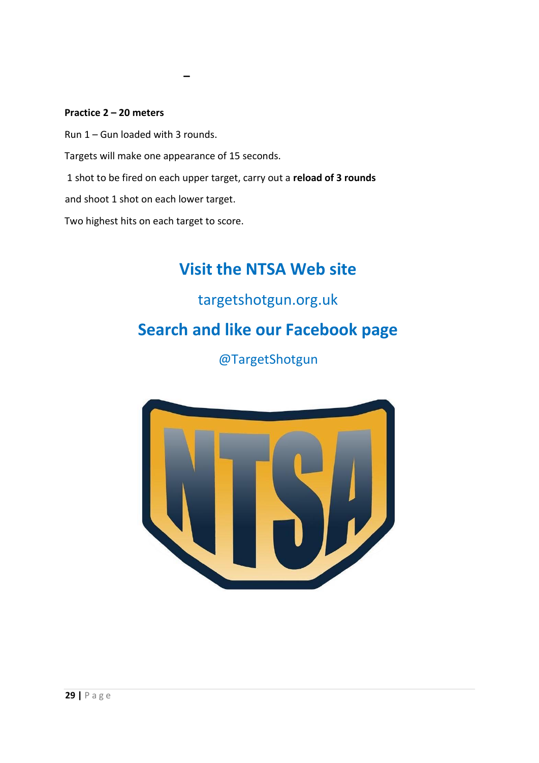–

**Practice 2 – 20 meters**

Run 1 – Gun loaded with 3 rounds.

Targets will make one appearance of 15 seconds.

1 shot to be fired on each upper target, carry out a **reload of 3 rounds** and shoot 1 shot on each lower target.

Two highest hits on each target to score.

## Visit the NTSA Web site

targetshotgun.org.uk

## Search and like our Facebook page

@TargetShotgun

NTSA